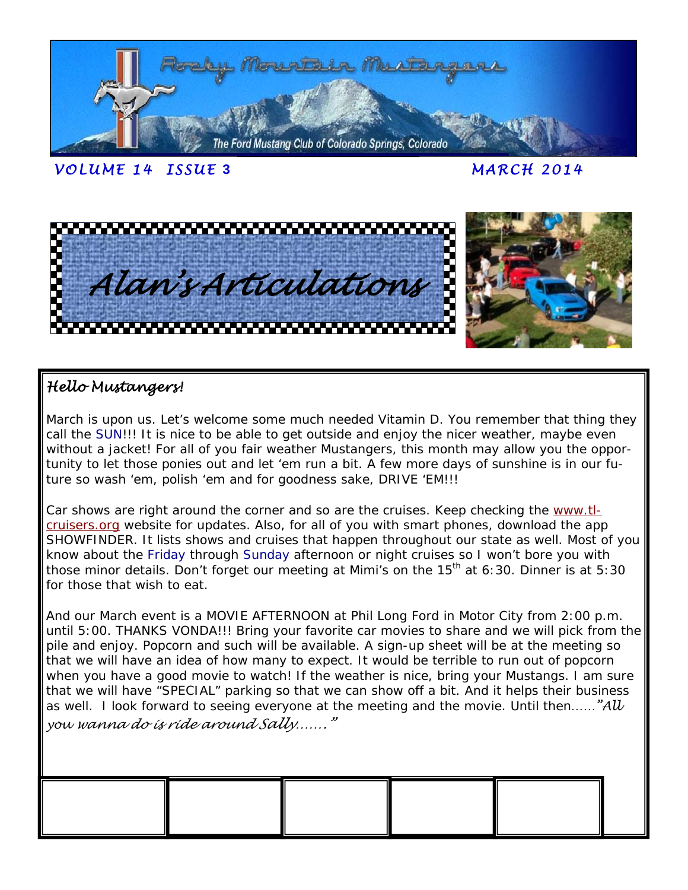# Rocky Mountain Mustangers

The Ford Mustang Club of Colorado Springs, Colorado

*VOLUME 14 ISSUE 3* *MARCH 2014*

## *Alan's Articulations*

### *Hello Mustangers!*

March is upon us. Let's welcome some much needed Vitamin D. You remember that thing they call the SUN!!! It is nice to be able to get outside and enjoy the nicer weather, maybe even without a jacket! For all of you fair weather Mustangers, this month may allow you the opportunity to let those ponies out and let 'em run a bit. A few more days of sunshine is in our future so wash 'em, polish 'em and for goodness sake, DRIVE 'EM!!!

Car shows are right around the corner and so are the cruises. Keep checking the www.tl-cruisers.org website for updates. Also, for all of you with smart phones, download the app SHOWFINDER. It lists shows and cruises that happen throughout our state as well. Most of you know about the Friday through Sunday afternoon or night cruises so I won't bore you with those minor details. Don't forget our meeting at Mimi's on the 15th at 6:30. Dinner is at 5:30 for those that wish to eat.

And our March event is a MOVIE AFTERNOON at Phil Long Ford in Motor City from 2:00 p.m. until 5:00. THANKS VONDA!!! Bring your favorite car movies to share and we will pick from the pile and enjoy. Popcorn and such will be available. A sign-up sheet will be at the meeting so that we will have an idea of how many to expect. It would be terrible to run out of popcorn when you have a good movie to watch! If the weather is nice, bring your Mustangs. I am sure that we will have "SPECIAL" parking so that we can show off a bit. And it helps their business as well. I look forward to seeing everyone at the meeting and the movie. Until then……*"All you wanna do is ride around Sally……."*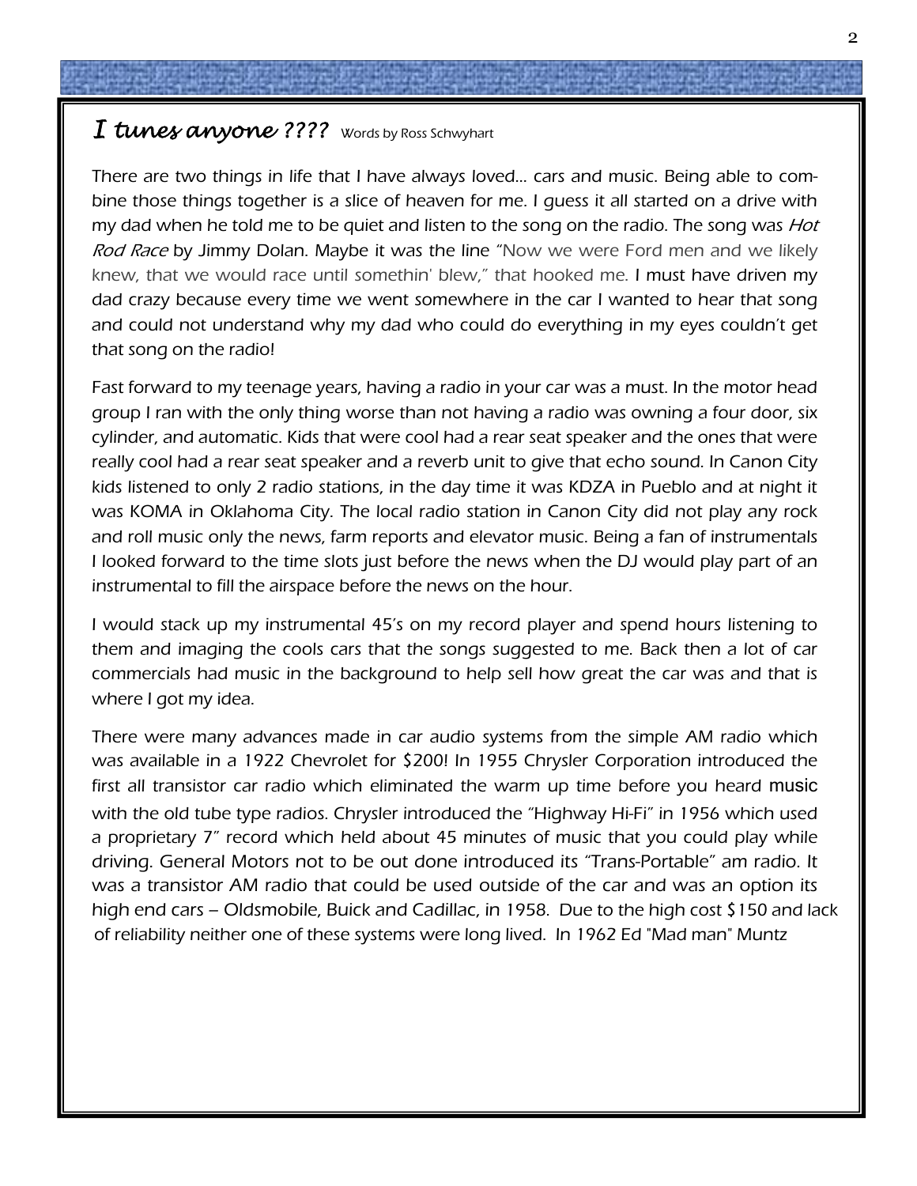## *I tunes anyone ????* Words by Ross Schwyhart

There are two things in life that I have always loved… cars and music. Being able to combine those things together is a slice of heaven for me. I guess it all started on a drive with my dad when he told me to be quiet and listen to the song on the radio. The song was *Hot Rod Race* by Jimmy Dolan. Maybe it was the line "Now we were Ford men and we likely knew, that we would race until somethin' blew," that hooked me. I must have driven my dad crazy because every time we went somewhere in the car I wanted to hear that song and could not understand why my dad who could do everything in my eyes couldn't get that song on the radio!

Fast forward to my teenage years, having a radio in your car was a must. In the motor head group I ran with the only thing worse than not having a radio was owning a four door, six cylinder, and automatic. Kids that were cool had a rear seat speaker and the ones that were really cool had a rear seat speaker and a reverb unit to give that echo sound. In Canon City kids listened to only 2 radio stations, in the day time it was KDZA in Pueblo and at night it was KOMA in Oklahoma City. The local radio station in Canon City did not play any rock and roll music only the news, farm reports and elevator music. Being a fan of instrumentals I looked forward to the time slots just before the news when the DJ would play part of an instrumental to fill the airspace before the news on the hour.

I would stack up my instrumental 45's on my record player and spend hours listening to them and imaging the cools cars that the songs suggested to me. Back then a lot of car commercials had music in the background to help sell how great the car was and that is where I got my idea.

There were many advances made in car audio systems from the simple AM radio which was available in a 1922 Chevrolet for $200! In 1955 Chrysler Corporation introduced the first all transistor car radio which eliminated the warm up time before you heard music with the old tube type radios. Chrysler introduced the "Highway Hi-Fi" in 1956 which used a proprietary 7" record which held about 45 minutes of music that you could play while driving. General Motors not to be out done introduced its "Trans-Portable" am radio. It was a transistor AM radio that could be used outside of the car and was an option its high end cars – Oldsmobile, Buick and Cadillac, in 1958. Due to the high cost $150 and lack of reliability neither one of these systems were long lived. In 1962 Ed "Mad man" Muntz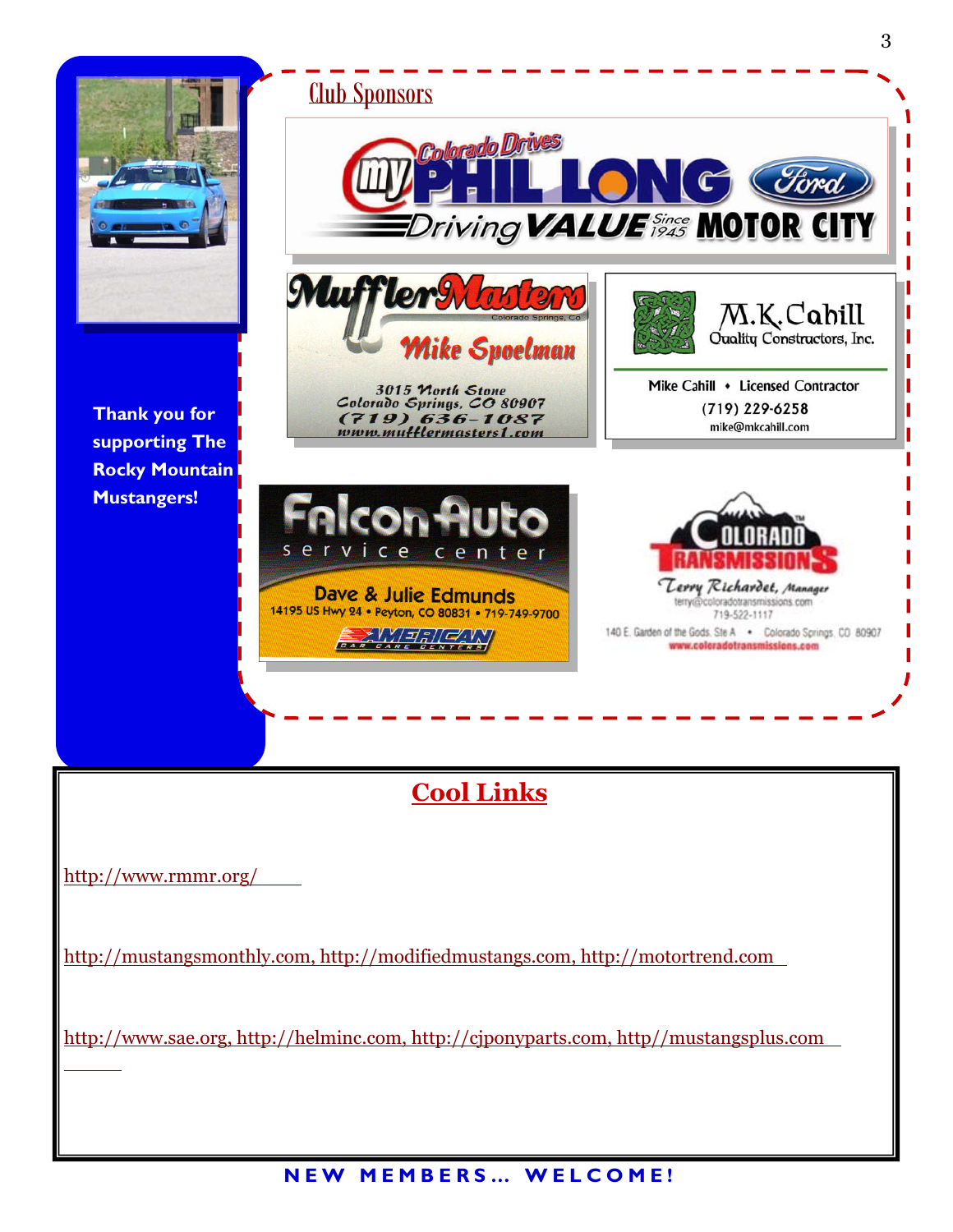## Club Sponsors

Colorado Drives my PHIL LONG Ford
Driving VALUE Since 1945 MOTOR CITY

Muffler Masters
Colorado Springs, Co
Mike Spoelman
3015 North Stone
Colorado Springs, CO 80907
(719) 636-1087
www.mufflermasters1.com

M.K.Cahill
Quality Constructors, Inc.
Mike Cahill • Licensed Contractor
(719) 229-6258
mike@mkcahill.com

Falcon Auto
service center
Dave & Julie Edmunds
14195 US Hwy 24 • Peyton, CO 80831 • 719-749-9700
AMERICAN CAR CARE CENTERS

Colorado Transmissions
Terry Richardet, Manager
terry@coloradotransmissions.com
719-522-1117
140 E. Garden of the Gods, Ste A • Colorado Springs, CO 80907
www.coloradotransmissions.com

**Thank you for supporting The Rocky Mountain Mustangers!**

## Cool Links

http://www.rmmr.org/

http://mustangsmonthly.com, http://modifiedmustangs.com, http://motortrend.com

http://www.sae.org, http://helminc.com, http://cjponyparts.com, http//mustangsplus.com

**NEW MEMBERS… WELCOME!**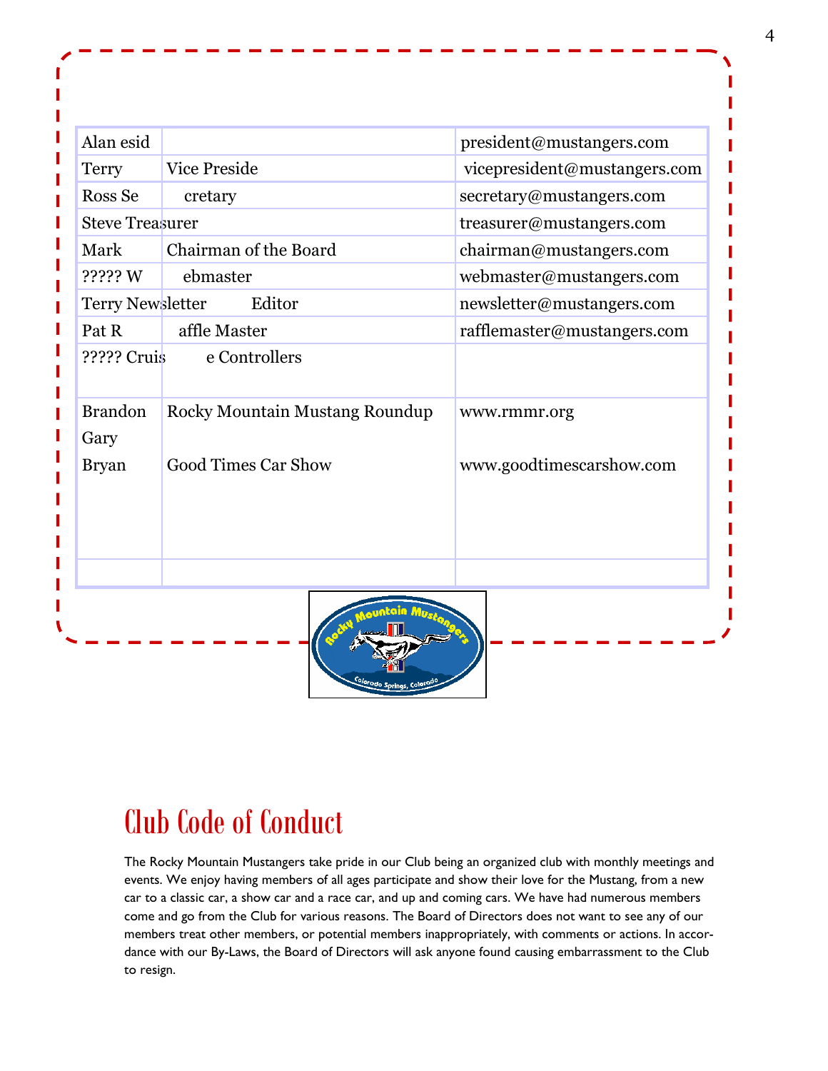| | | |
|---|---|---|
| Alan esid | | president@mustangers.com |
| Terry | Vice Preside | vicepresident@mustangers.com |
| Ross Se | cretary | secretary@mustangers.com |
| Steve Treasurer | | treasurer@mustangers.com |
| Mark | Chairman of the Board | chairman@mustangers.com |
| ????? W | ebmaster | webmaster@mustangers.com |
| Terry Newsletter | Editor | newsletter@mustangers.com |
| Pat R | affle Master | rafflemaster@mustangers.com |
| ????? Cruis | e Controllers | |
| Brandon<br>Gary<br>Bryan | Rocky Mountain Mustang Roundup<br><br>Good Times Car Show | www.rmmr.org<br><br>www.goodtimescarshow.com |
| | | |

# Club Code of Conduct

The Rocky Mountain Mustangers take pride in our Club being an organized club with monthly meetings and events. We enjoy having members of all ages participate and show their love for the Mustang, from a new car to a classic car, a show car and a race car, and up and coming cars. We have had numerous members come and go from the Club for various reasons. The Board of Directors does not want to see any of our members treat other members, or potential members inappropriately, with comments or actions. In accordance with our By-Laws, the Board of Directors will ask anyone found causing embarrassment to the Club to resign.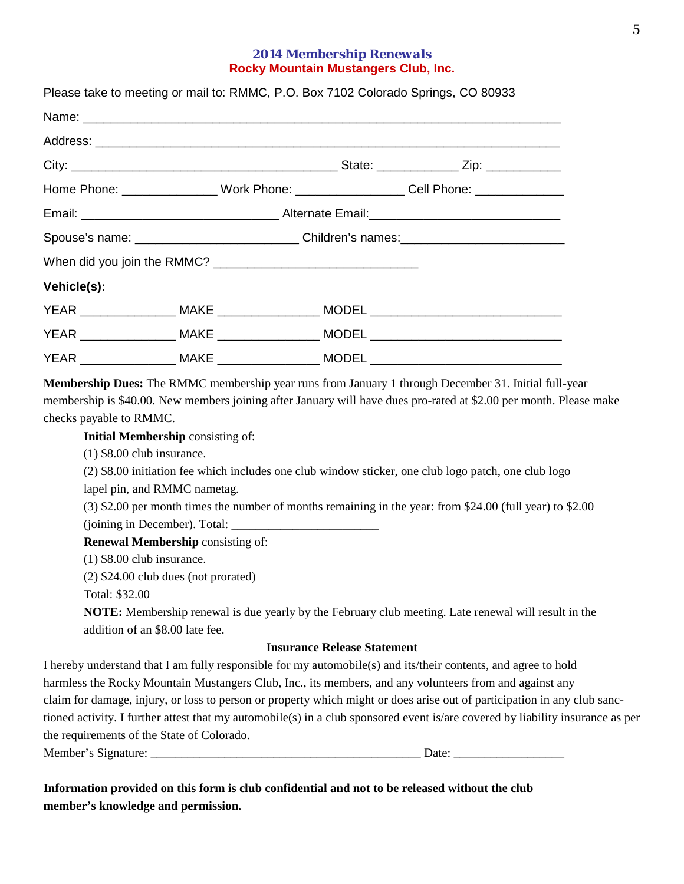## 2014 Membership Renewals

## Rocky Mountain Mustangers Club, Inc.

Please take to meeting or mail to: RMMC, P.O. Box 7102 Colorado Springs, CO 80933

Name: ___________________________________________________________________

Address: _________________________________________________________________

City: ______________________________________ State: ____________ Zip: ___________

Home Phone: ______________ Work Phone: ________________ Cell Phone: _____________

Email: _____________________________ Alternate Email:____________________________

Spouse's name: _______________________ Children's names:_______________________

When did you join the RMMC? ______________________________

**Vehicle(s):**

YEAR ______________ MAKE ______________ MODEL ____________________________

YEAR ______________ MAKE ______________ MODEL ____________________________

YEAR ______________ MAKE ______________ MODEL ____________________________

**Membership Dues:** The RMMC membership year runs from January 1 through December 31. Initial full-year membership is $40.00. New members joining after January will have dues pro-rated at $2.00 per month. Please make checks payable to RMMC.

**Initial Membership** consisting of:

(1) $8.00 club insurance.

(2) $8.00 initiation fee which includes one club window sticker, one club logo patch, one club logo lapel pin, and RMMC nametag.

(3) $2.00 per month times the number of months remaining in the year: from $24.00 (full year) to $2.00 (joining in December). Total: _______________________

**Renewal Membership** consisting of:

(1) $8.00 club insurance.

(2) $24.00 club dues (not prorated)

Total: $32.00

**NOTE:** Membership renewal is due yearly by the February club meeting. Late renewal will result in the addition of an $8.00 late fee.

**Insurance Release Statement**

I hereby understand that I am fully responsible for my automobile(s) and its/their contents, and agree to hold harmless the Rocky Mountain Mustangers Club, Inc., its members, and any volunteers from and against any claim for damage, injury, or loss to person or property which might or does arise out of participation in any club sanctioned activity. I further attest that my automobile(s) in a club sponsored event is/are covered by liability insurance as per the requirements of the State of Colorado.

Member's Signature: ___________________________________________ Date: _________________

**Information provided on this form is club confidential and not to be released without the club member's knowledge and permission.**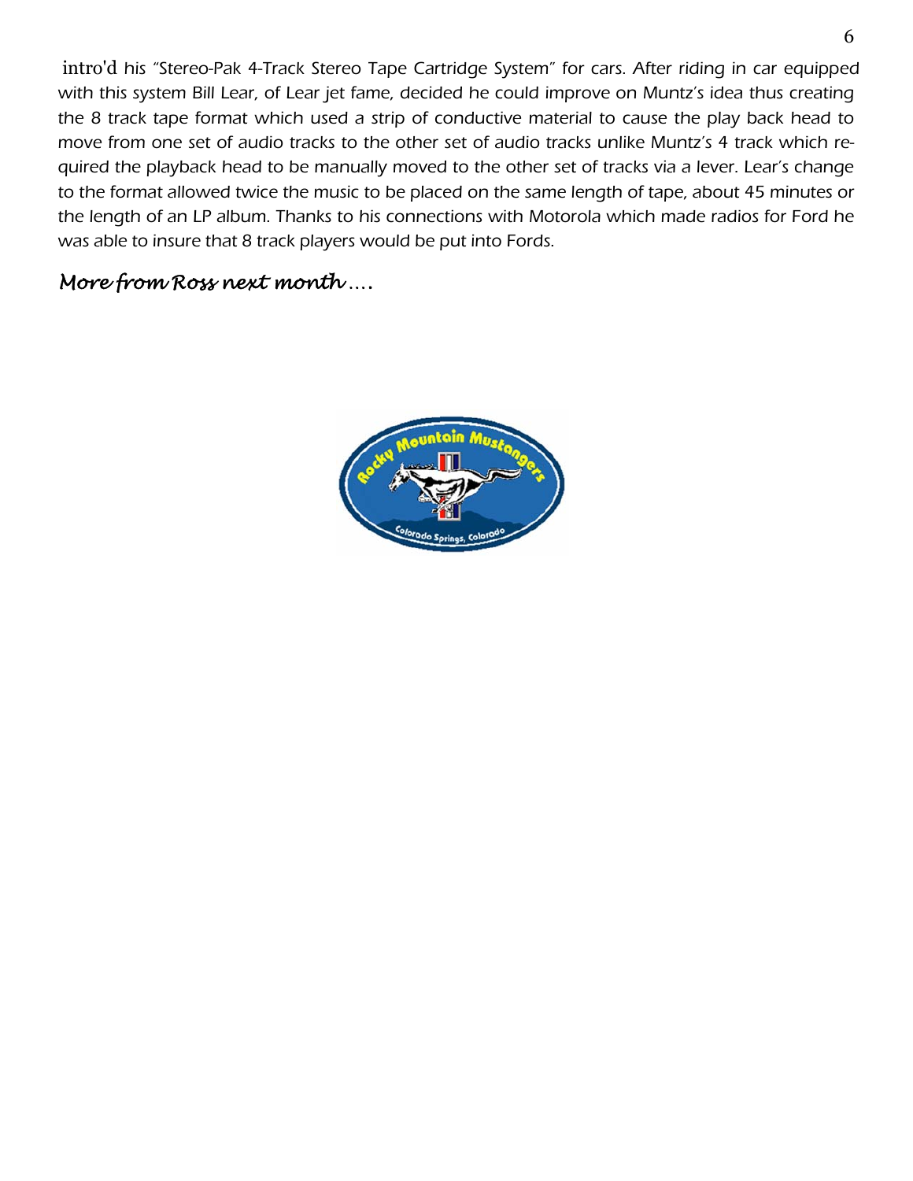intro'd his "Stereo-Pak 4-Track Stereo Tape Cartridge System" for cars. After riding in car equipped with this system Bill Lear, of Lear jet fame, decided he could improve on Muntz's idea thus creating the 8 track tape format which used a strip of conductive material to cause the play back head to move from one set of audio tracks to the other set of audio tracks unlike Muntz's 4 track which required the playback head to be manually moved to the other set of tracks via a lever. Lear's change to the format allowed twice the music to be placed on the same length of tape, about 45 minutes or the length of an LP album. Thanks to his connections with Motorola which made radios for Ford he was able to insure that 8 track players would be put into Fords.

*More from Ross next month ….*